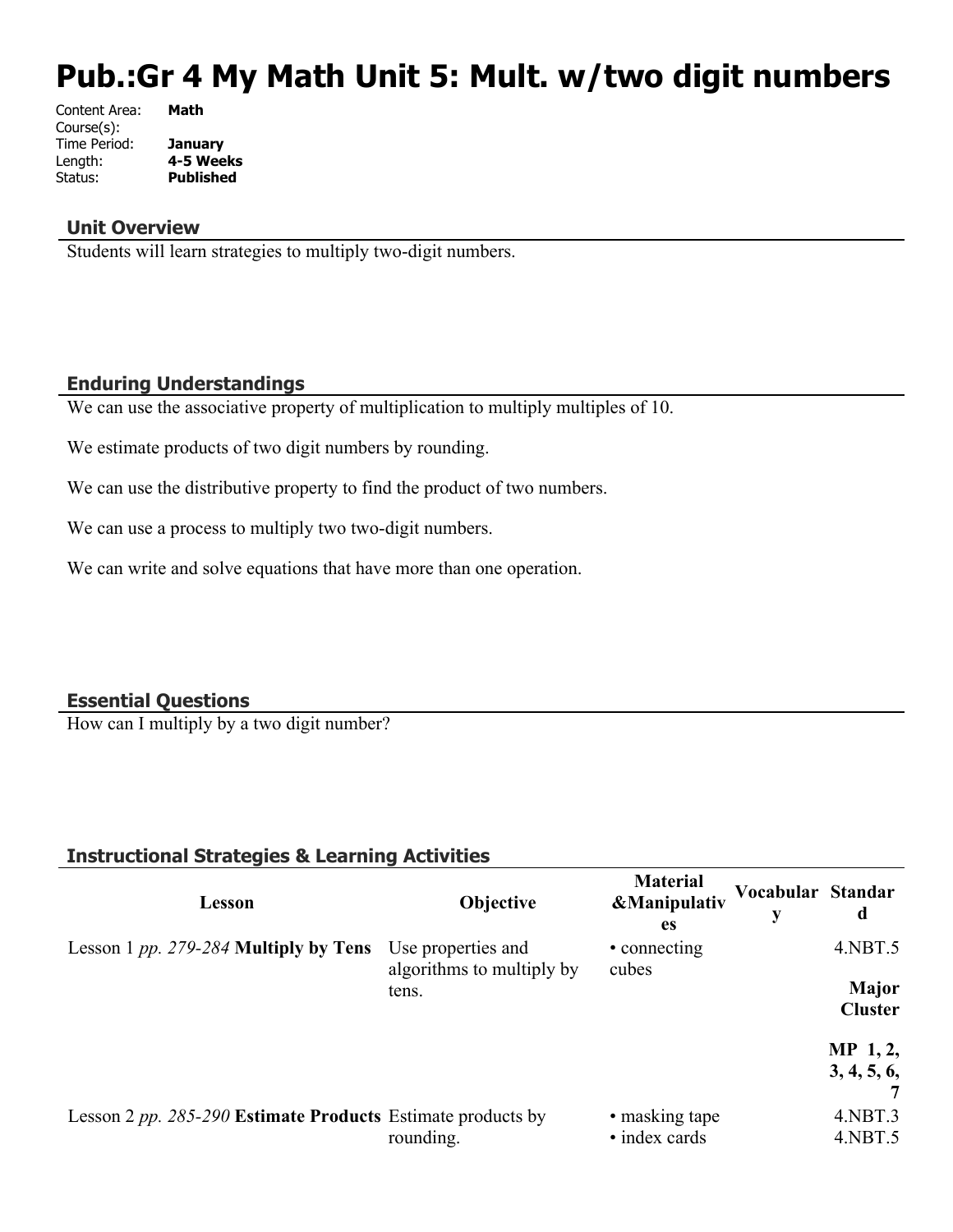# Pub.:Gr 4 My Math Unit 5: Mult. w/two digit numbers

Content Area: **Math**
Course(s):
Time Period: **January**
Length: **4-5 Weeks**
Status: **Published**

## Unit Overview

Students will learn strategies to multiply two-digit numbers.

## Enduring Understandings

We can use the associative property of multiplication to multiply multiples of 10.

We estimate products of two digit numbers by rounding.

We can use the distributive property to find the product of two numbers.

We can use a process to multiply two two-digit numbers.

We can write and solve equations that have more than one operation.

## Essential Questions

How can I multiply by a two digit number?

## Instructional Strategies & Learning Activities

| Lesson | Objective | Material &Manipulatives | Vocabulary | Standard |
|---|---|---|---|---|
| Lesson 1 *pp. 279-284* **Multiply by Tens** | Use properties and algorithms to multiply by tens. | • connecting cubes | | 4.NBT.5<br>**Major Cluster**<br>**MP 1, 2, 3, 4, 5, 6, 7** |
| Lesson 2 *pp. 285-290* **Estimate Products** | Estimate products by rounding. | • masking tape<br>• index cards | | 4.NBT.3<br>4.NBT.5 |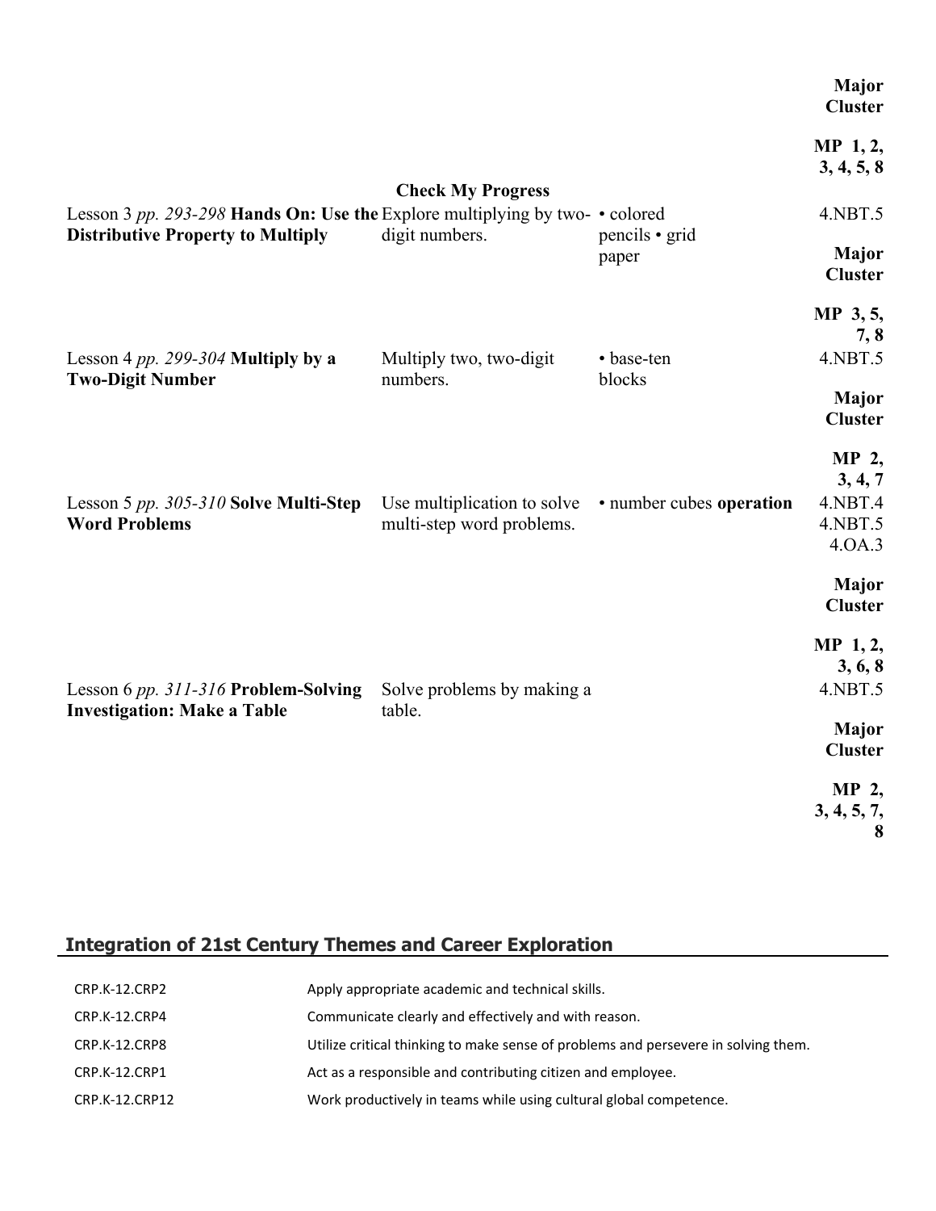| | | | |
|---|---|---|---|
| | | | **Major Cluster** |
| | | | **MP 1, 2, 3, 4, 5, 8** |
| | **Check My Progress** | | |
| Lesson 3 *pp. 293-298* **Hands On: Use the Distributive Property to Multiply** | Explore multiplying by two-digit numbers. | • colored pencils • grid paper | 4.NBT.5<br>**Major Cluster**<br>**MP 3, 5, 7, 8** |
| Lesson 4 *pp. 299-304* **Multiply by a Two-Digit Number** | Multiply two, two-digit numbers. | • base-ten blocks | 4.NBT.5<br>**Major Cluster**<br>**MP 2, 3, 4, 7** |
| Lesson 5 *pp. 305-310* **Solve Multi-Step Word Problems** | Use multiplication to solve multi-step word problems. | • number cubes **operation** | 4.NBT.4<br>4.NBT.5<br>4.OA.3<br>**Major Cluster**<br>**MP 1, 2, 3, 6, 8** |
| Lesson 6 *pp. 311-316* **Problem-Solving Investigation: Make a Table** | Solve problems by making a table. | | 4.NBT.5<br>**Major Cluster**<br>**MP 2, 3, 4, 5, 7, 8** |

## Integration of 21st Century Themes and Career Exploration

| | |
|---|---|
| CRP.K-12.CRP2 | Apply appropriate academic and technical skills. |
| CRP.K-12.CRP4 | Communicate clearly and effectively and with reason. |
| CRP.K-12.CRP8 | Utilize critical thinking to make sense of problems and persevere in solving them. |
| CRP.K-12.CRP1 | Act as a responsible and contributing citizen and employee. |
| CRP.K-12.CRP12 | Work productively in teams while using cultural global competence. |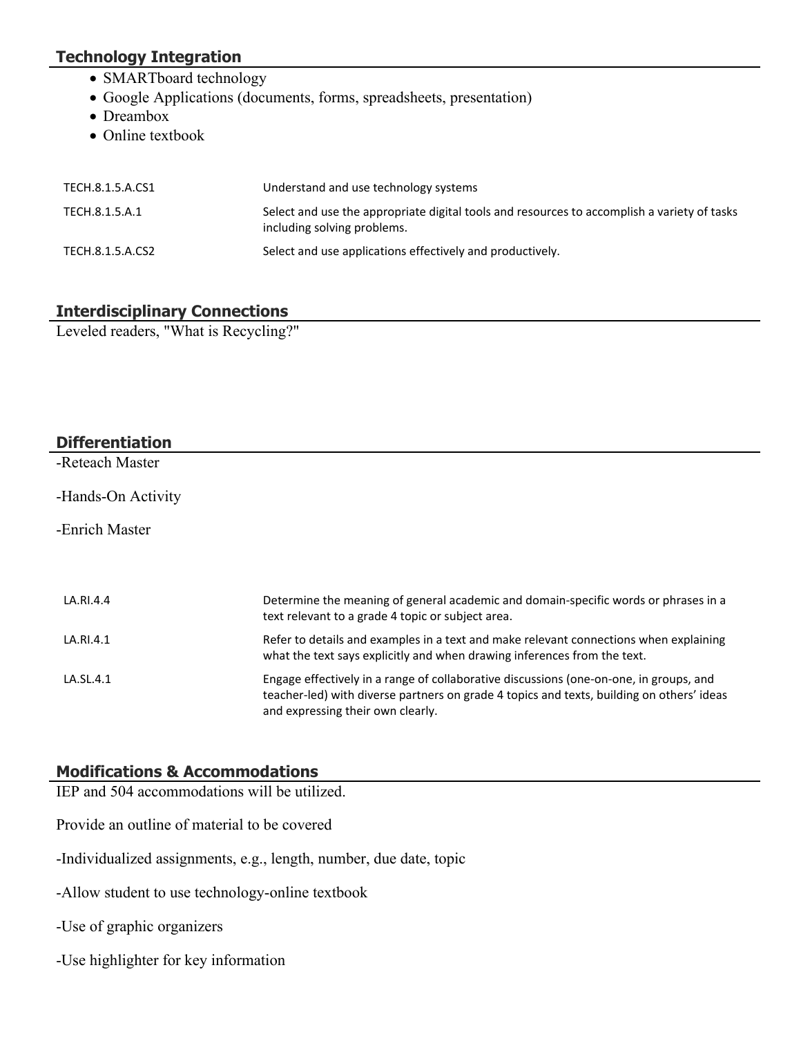## Technology Integration

- SMARTboard technology
- Google Applications (documents, forms, spreadsheets, presentation)
- Dreambox
- Online textbook

| | |
|---|---|
| TECH.8.1.5.A.CS1 | Understand and use technology systems |
| TECH.8.1.5.A.1 | Select and use the appropriate digital tools and resources to accomplish a variety of tasks including solving problems. |
| TECH.8.1.5.A.CS2 | Select and use applications effectively and productively. |

## Interdisciplinary Connections

Leveled readers, "What is Recycling?"

## Differentiation

-Reteach Master

-Hands-On Activity

-Enrich Master

| | |
|---|---|
| LA.RI.4.4 | Determine the meaning of general academic and domain-specific words or phrases in a text relevant to a grade 4 topic or subject area. |
| LA.RI.4.1 | Refer to details and examples in a text and make relevant connections when explaining what the text says explicitly and when drawing inferences from the text. |
| LA.SL.4.1 | Engage effectively in a range of collaborative discussions (one-on-one, in groups, and teacher-led) with diverse partners on grade 4 topics and texts, building on others' ideas and expressing their own clearly. |

## Modifications & Accommodations

IEP and 504 accommodations will be utilized.

Provide an outline of material to be covered

-Individualized assignments, e.g., length, number, due date, topic

-Allow student to use technology-online textbook

-Use of graphic organizers

-Use highlighter for key information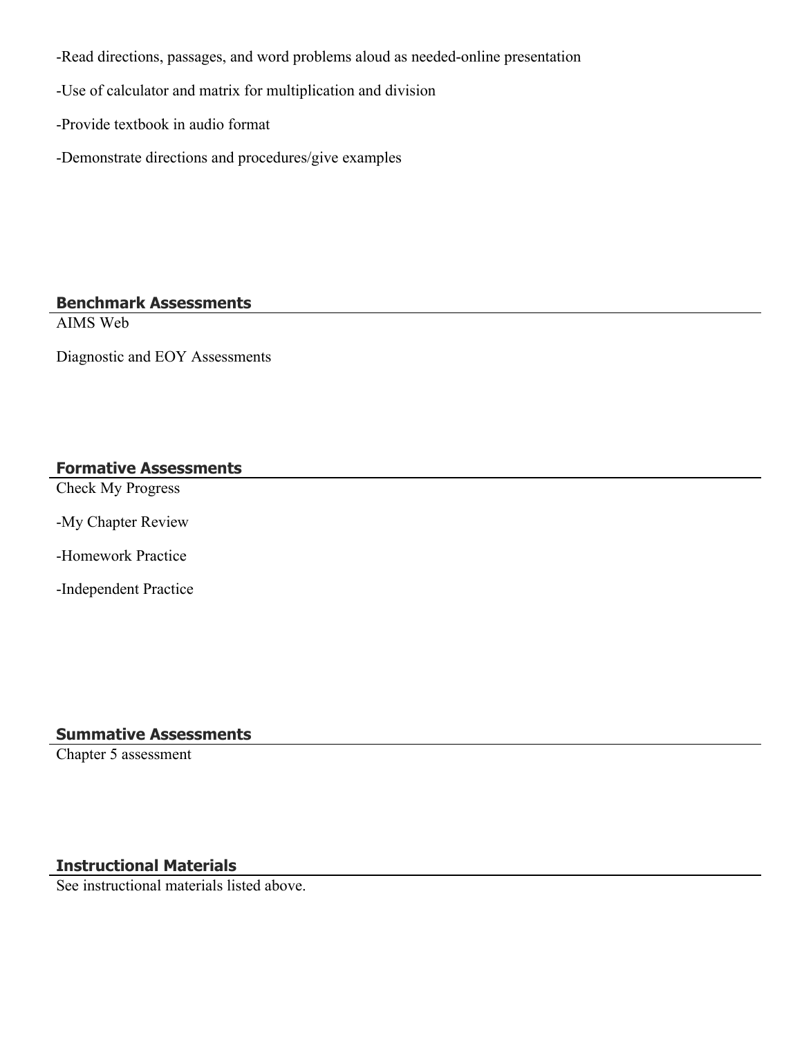-Read directions, passages, and word problems aloud as needed-online presentation

-Use of calculator and matrix for multiplication and division

-Provide textbook in audio format

-Demonstrate directions and procedures/give examples

## Benchmark Assessments

AIMS Web

Diagnostic and EOY Assessments

## Formative Assessments

Check My Progress

-My Chapter Review

-Homework Practice

-Independent Practice

## Summative Assessments

Chapter 5 assessment

## Instructional Materials

See instructional materials listed above.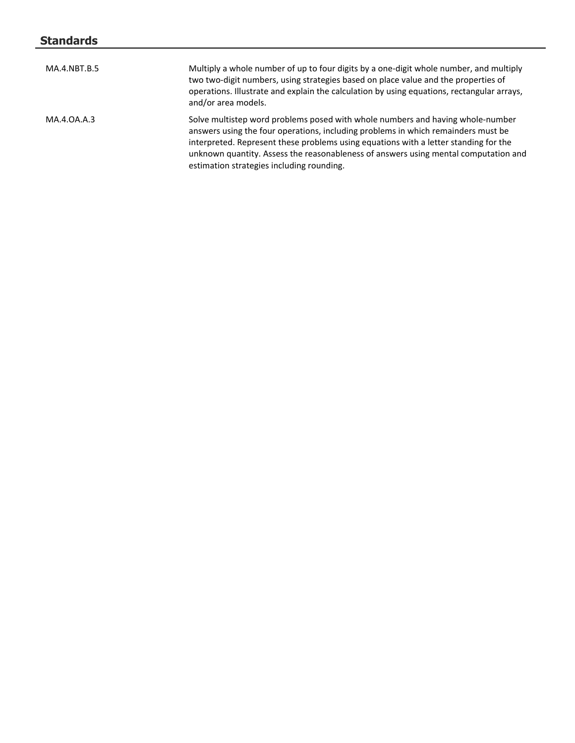## Standards

| | |
|---|---|
| MA.4.NBT.B.5 | Multiply a whole number of up to four digits by a one-digit whole number, and multiply two two-digit numbers, using strategies based on place value and the properties of operations. Illustrate and explain the calculation by using equations, rectangular arrays, and/or area models. |
| MA.4.OA.A.3 | Solve multistep word problems posed with whole numbers and having whole-number answers using the four operations, including problems in which remainders must be interpreted. Represent these problems using equations with a letter standing for the unknown quantity. Assess the reasonableness of answers using mental computation and estimation strategies including rounding. |